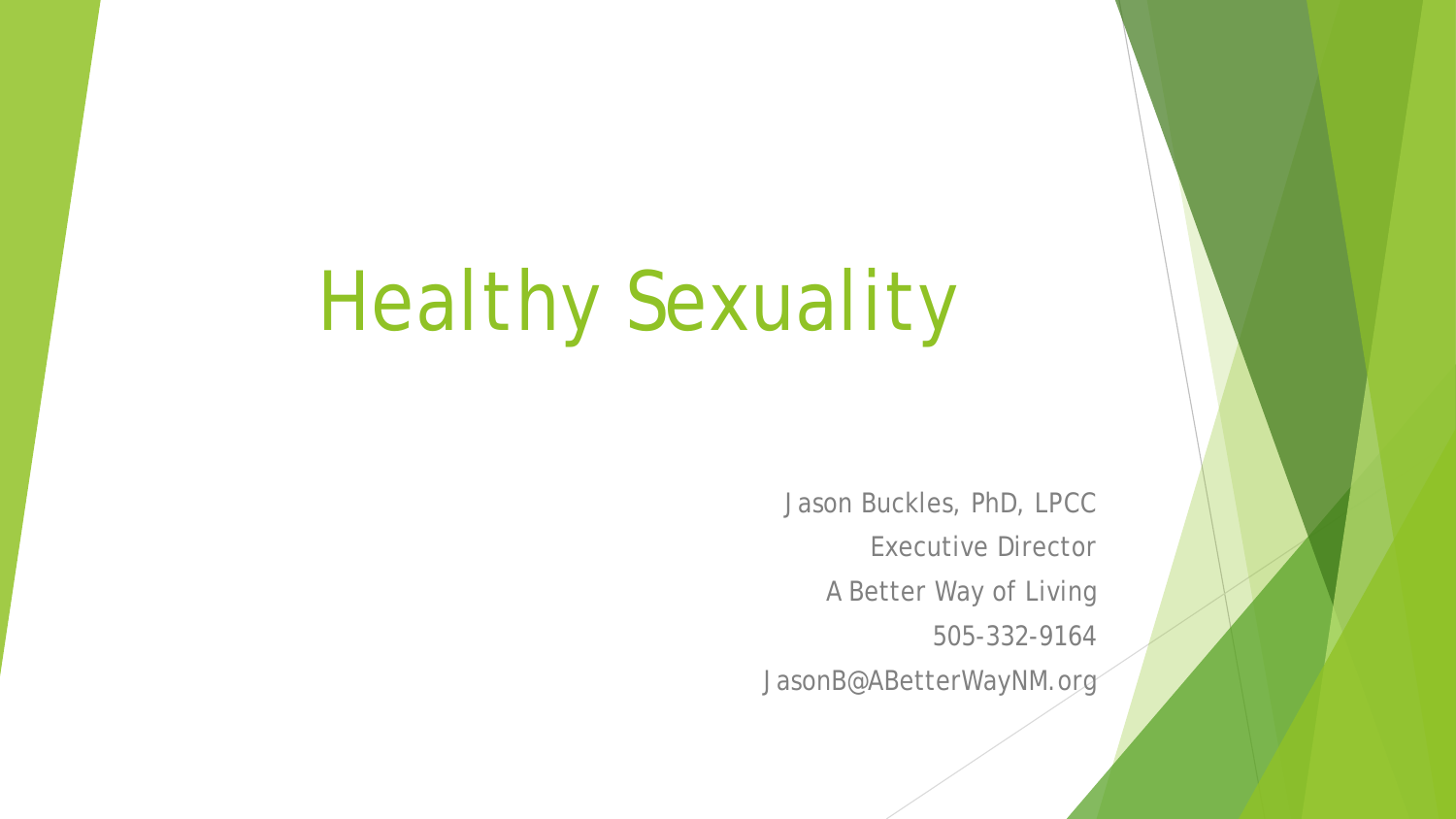# Healthy Sexuality

Jason Buckles, PhD, LPCC

Executive Director

A Better Way of Living

505-332-9164

JasonB@ABetterWayNM.org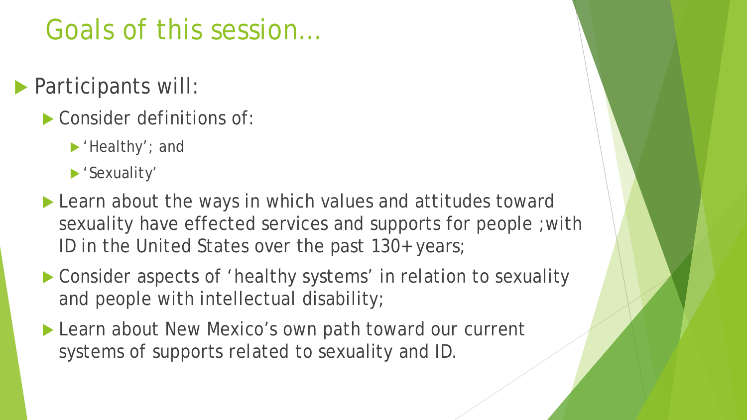# Goals of this session…

- Participants will:
  - Consider definitions of:
    - 'Healthy'; and
    - 'Sexuality'
  - Learn about the ways in which values and attitudes toward sexuality have effected services and supports for people ;with ID in the United States over the past 130+ years;
  - Consider aspects of 'healthy systems' in relation to sexuality and people with intellectual disability;
  - Learn about New Mexico's own path toward our current systems of supports related to sexuality and ID.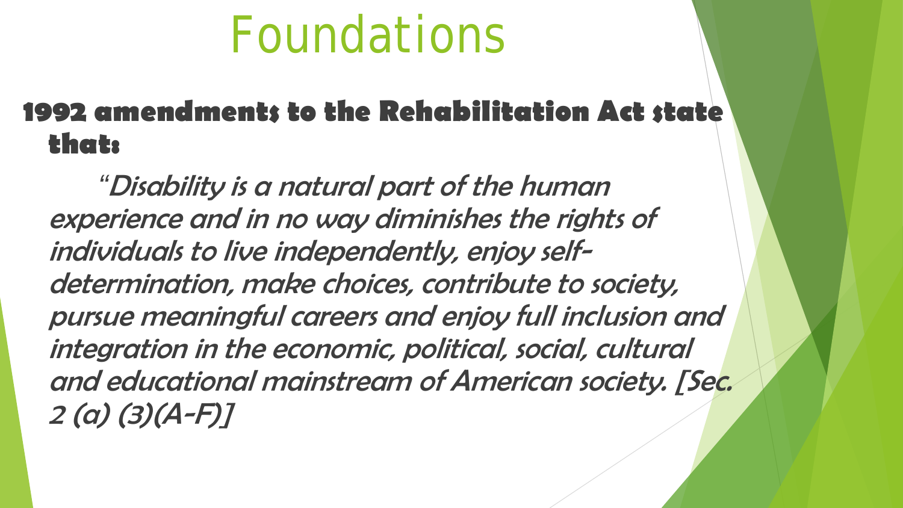# Foundations

**1992 amendments to the Rehabilitation Act state that:**

"*Disability is a natural part of the human experience and in no way diminishes the rights of individuals to live independently, enjoy self-determination, make choices, contribute to society, pursue meaningful careers and enjoy full inclusion and integration in the economic, political, social, cultural and educational mainstream of American society. [Sec. 2 (a) (3)(A-F)]*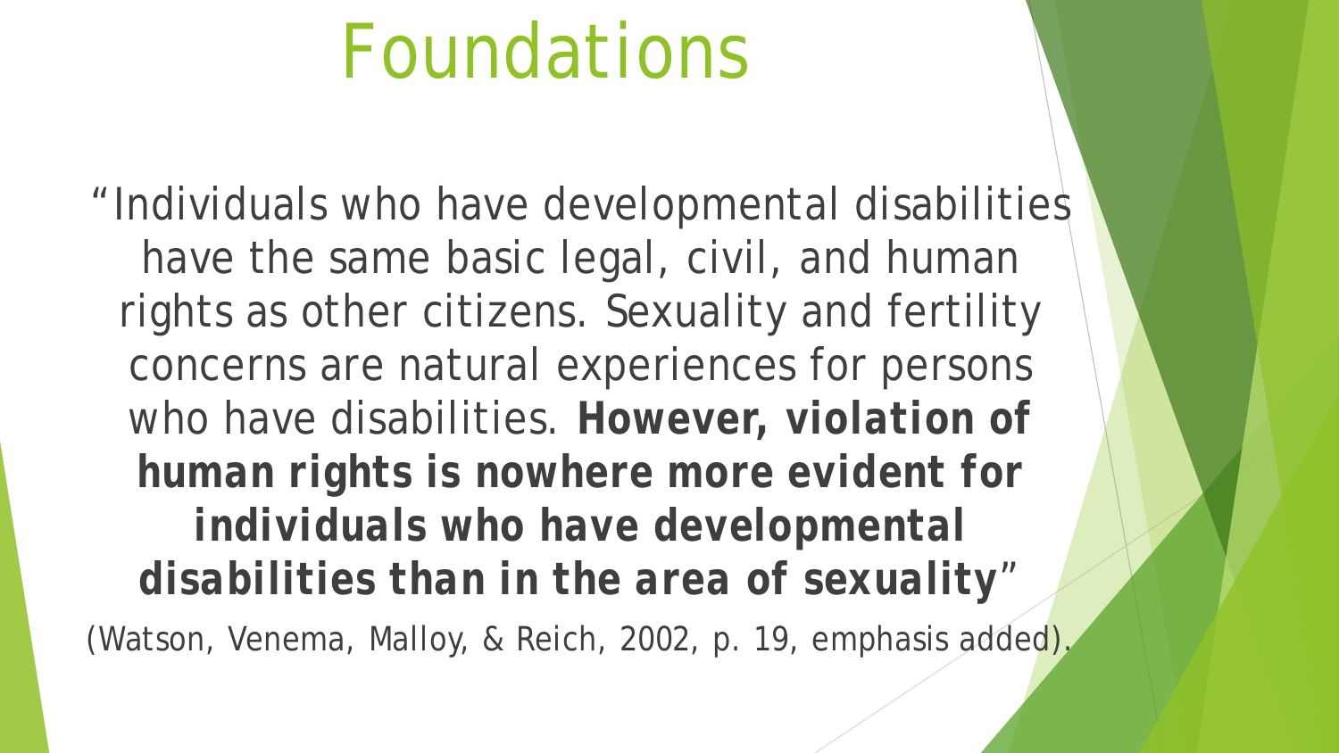# Foundations

"Individuals who have developmental disabilities have the same basic legal, civil, and human rights as other citizens. Sexuality and fertility concerns are natural experiences for persons who have disabilities. **However, violation of human rights is nowhere more evident for individuals who have developmental disabilities than in the area of sexuality**"

(Watson, Venema, Malloy, & Reich, 2002, p. 19, emphasis added).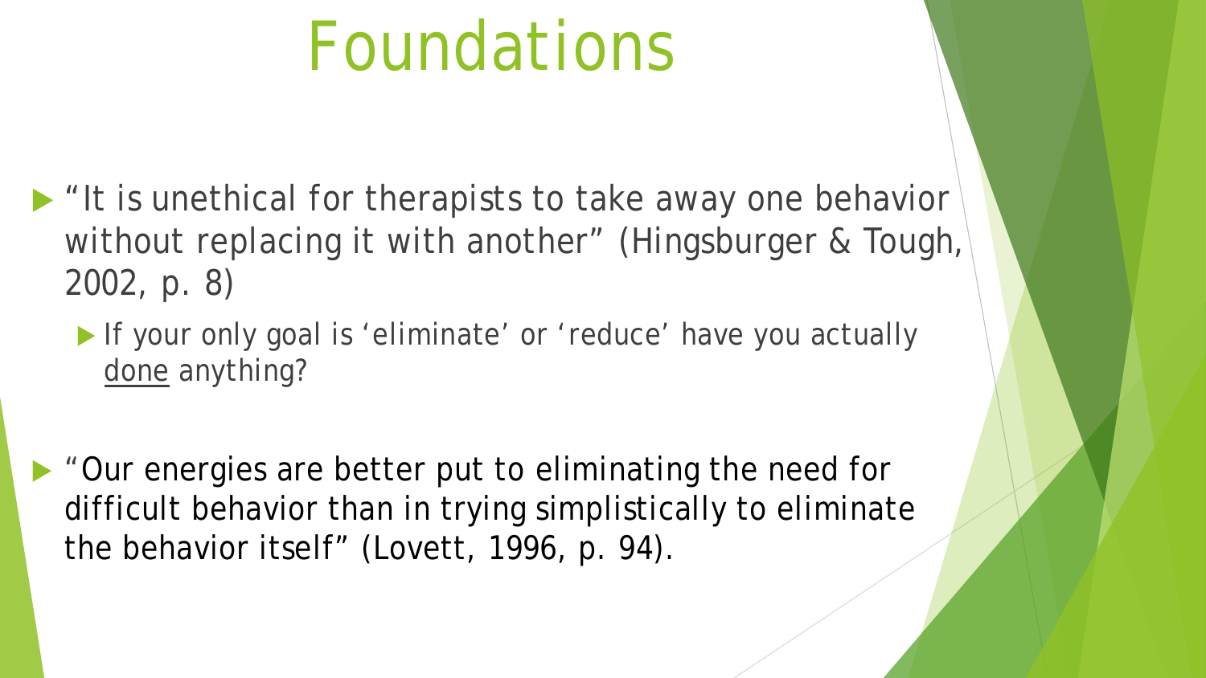# Foundations

- "It is unethical for therapists to take away one behavior without replacing it with another" (Hingsburger & Tough, 2002, p. 8)
  - If your only goal is 'eliminate' or 'reduce' have you actually done anything?

- "Our energies are better put to eliminating the need for difficult behavior than in trying simplistically to eliminate the behavior itself" (Lovett, 1996, p. 94).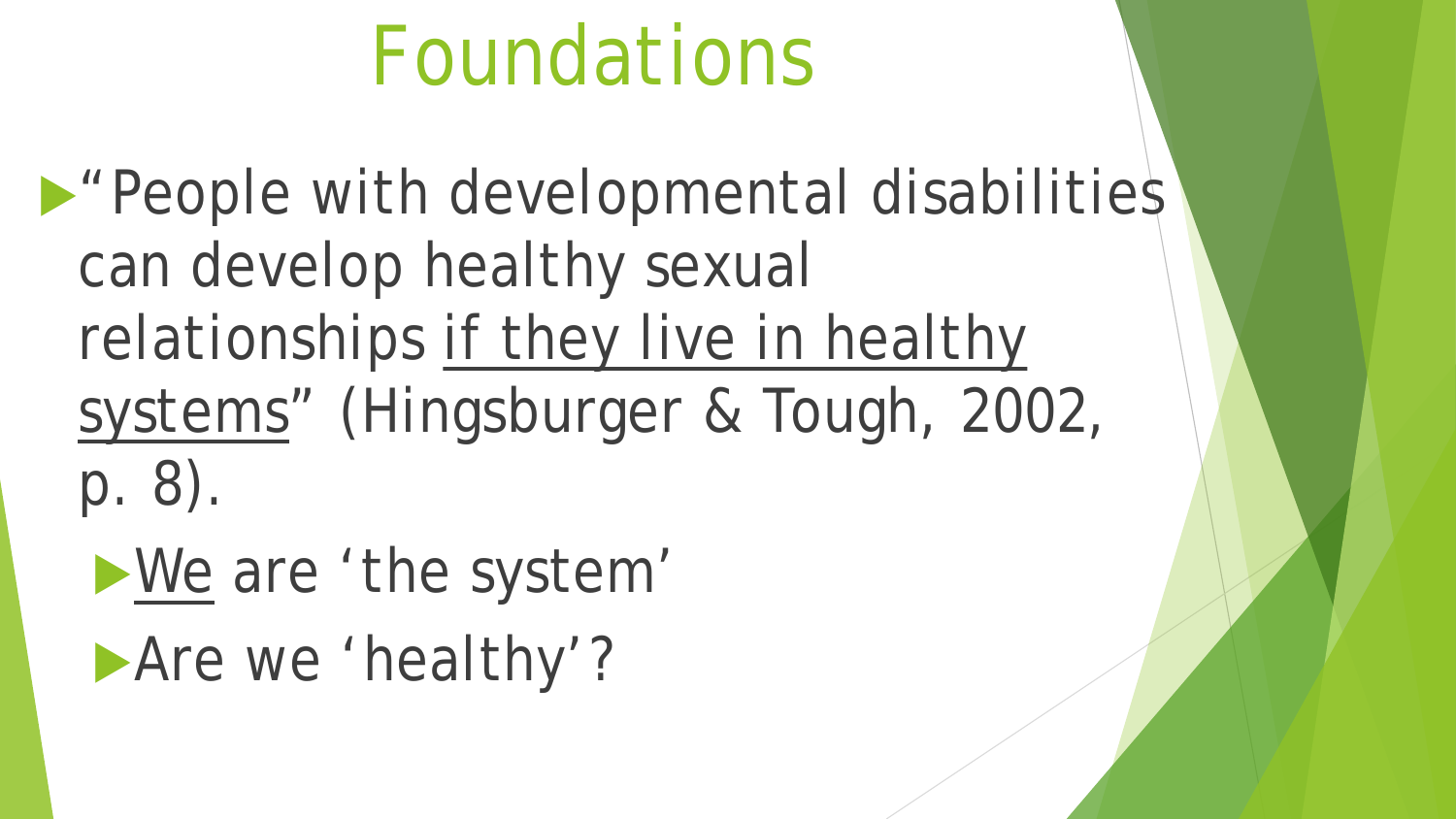# Foundations

- "People with developmental disabilities can develop healthy sexual relationships <u>if they live in healthy systems</u>" (Hingsburger & Tough, 2002, p. 8).
  - <u>We</u> are 'the system'
  - Are we 'healthy'?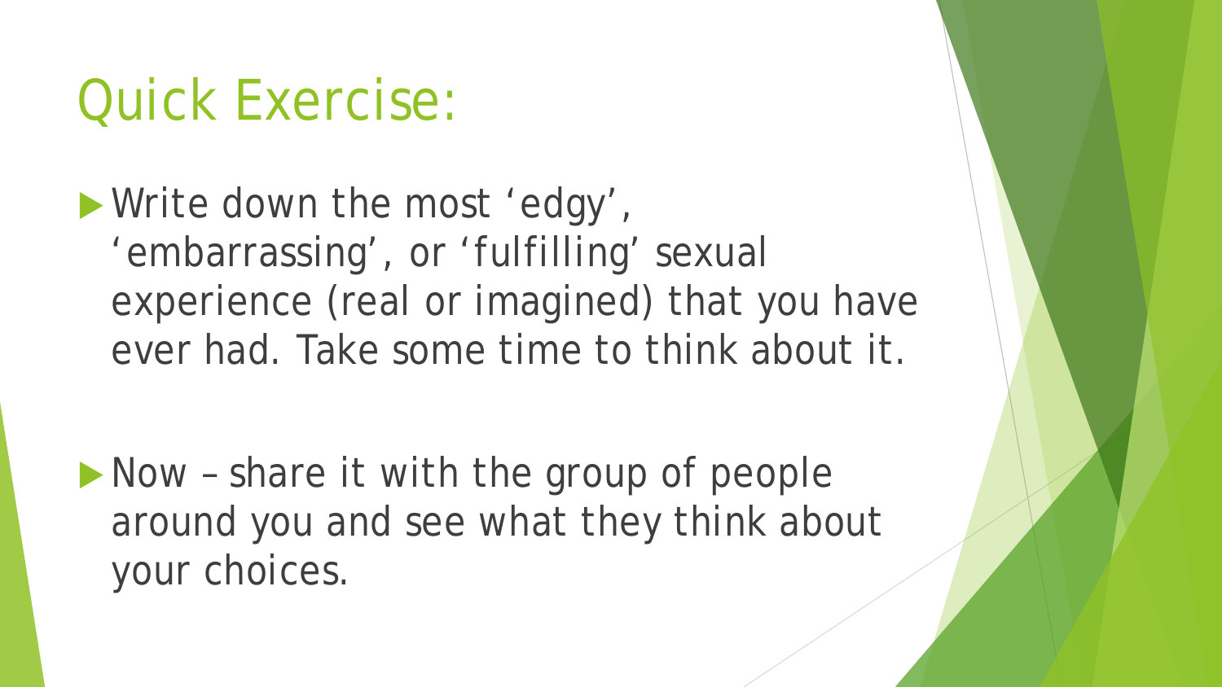# Quick Exercise:

- Write down the most ‘edgy’, ‘embarrassing’, or ‘fulfilling’ sexual experience (real or imagined) that you have ever had. Take some time to think about it.

- Now – share it with the group of people around you and see what they think about your choices.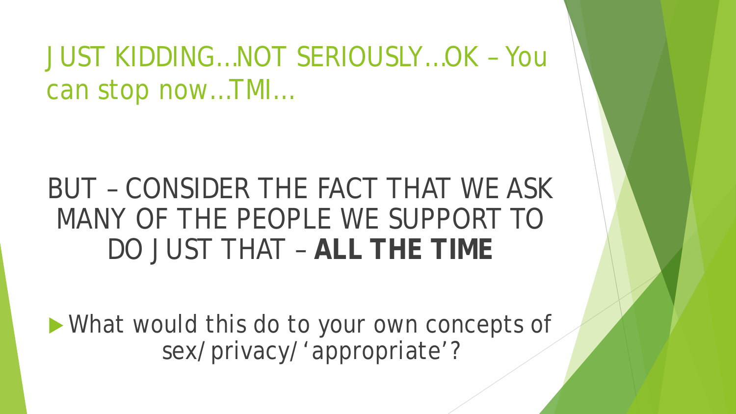# JUST KIDDING…NOT SERIOUSLY…OK – You can stop now…TMI…

BUT – CONSIDER THE FACT THAT WE ASK MANY OF THE PEOPLE WE SUPPORT TO DO JUST THAT – **ALL THE TIME**

- What would this do to your own concepts of sex/privacy/'appropriate'?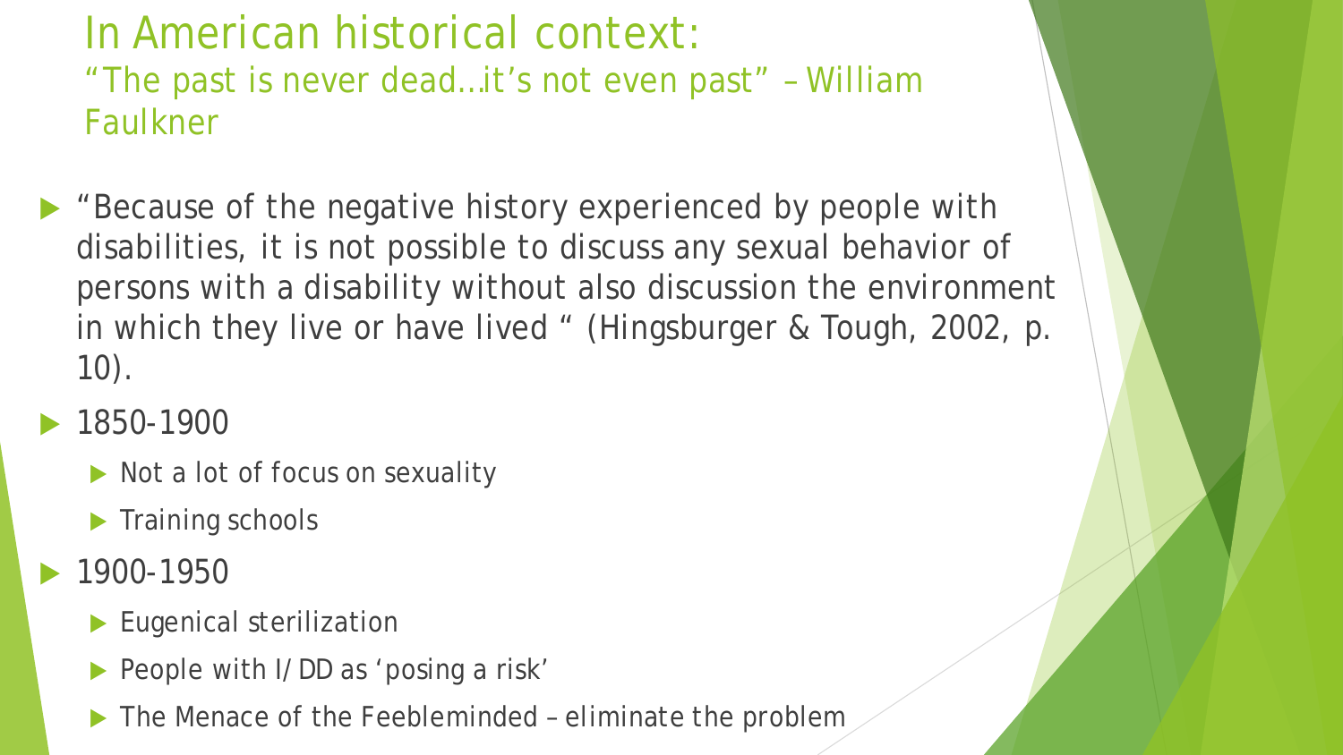# In American historical context:
## "The past is never dead…it's not even past" – William Faulkner

- "Because of the negative history experienced by people with disabilities, it is not possible to discuss any sexual behavior of persons with a disability without also discussion the environment in which they live or have lived " (Hingsburger & Tough, 2002, p. 10).
- 1850-1900
  - Not a lot of focus on sexuality
  - Training schools
- 1900-1950
  - Eugenical sterilization
  - People with I/DD as 'posing a risk'
  - The Menace of the Feebleminded – eliminate the problem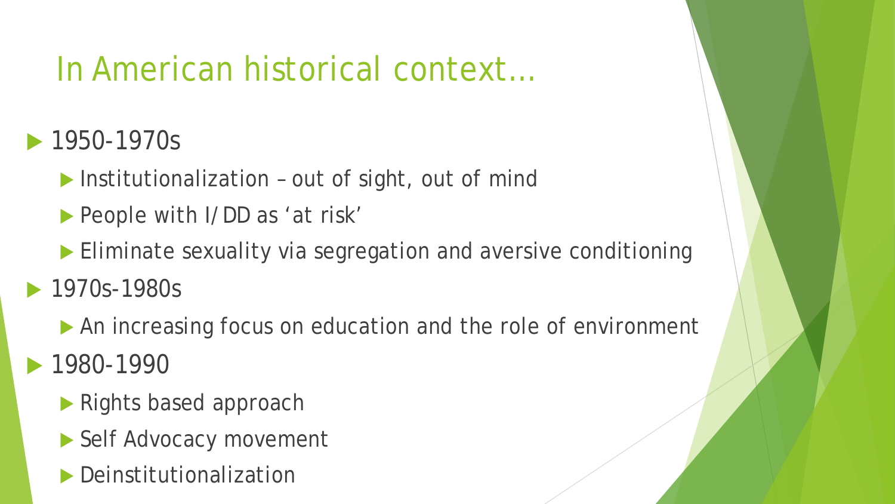# In American historical context…

- 1950-1970s
  - Institutionalization – out of sight, out of mind
  - People with I/DD as 'at risk'
  - Eliminate sexuality via segregation and aversive conditioning
- 1970s-1980s
  - An increasing focus on education and the role of environment
- 1980-1990
  - Rights based approach
  - Self Advocacy movement
  - Deinstitutionalization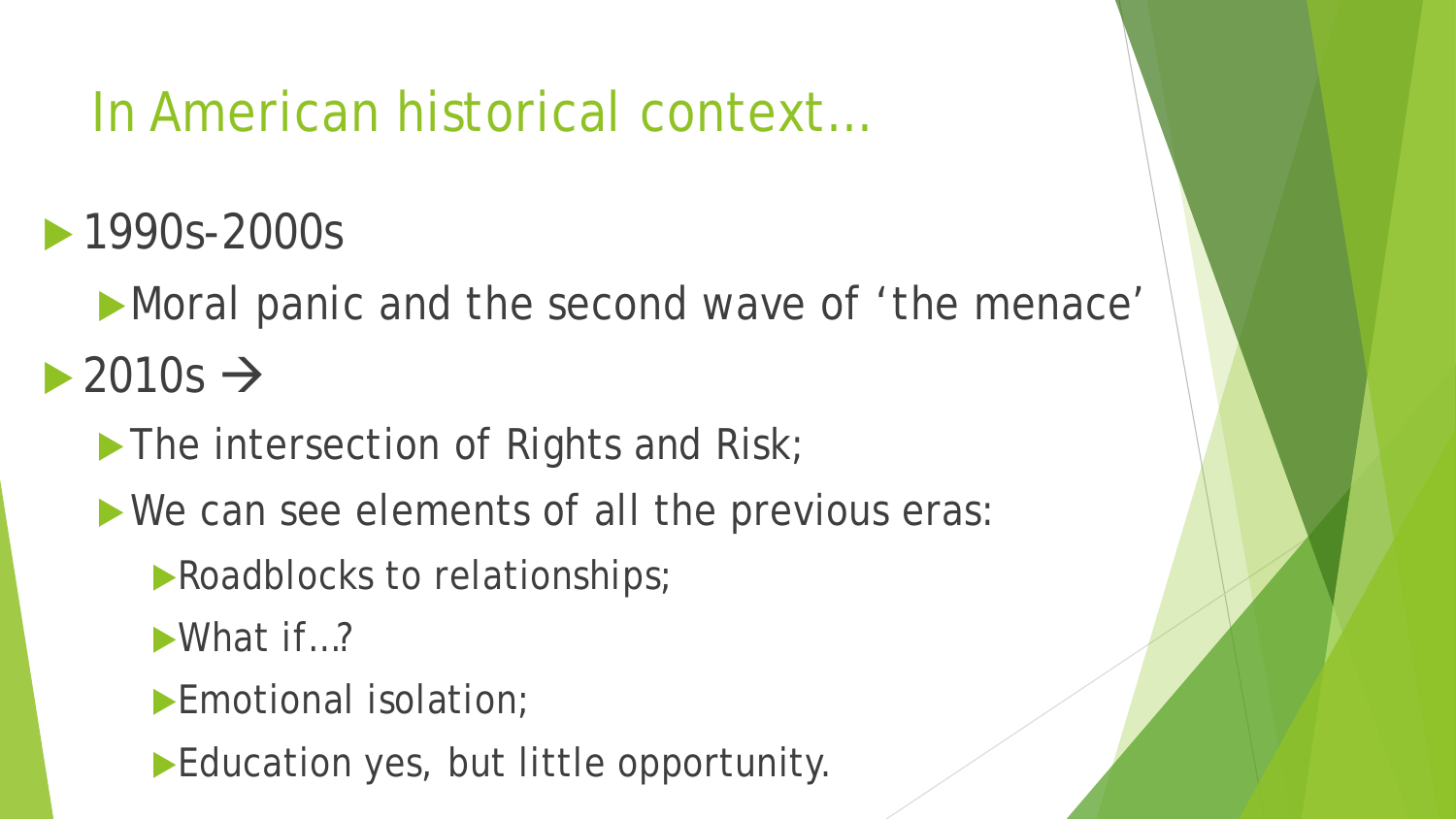# In American historical context…

- 1990s-2000s
  - Moral panic and the second wave of ‘the menace’
- 2010s →
  - The intersection of Rights and Risk;
  - We can see elements of all the previous eras:
    - Roadblocks to relationships;
    - What if…?
    - Emotional isolation;
    - Education yes, but little opportunity.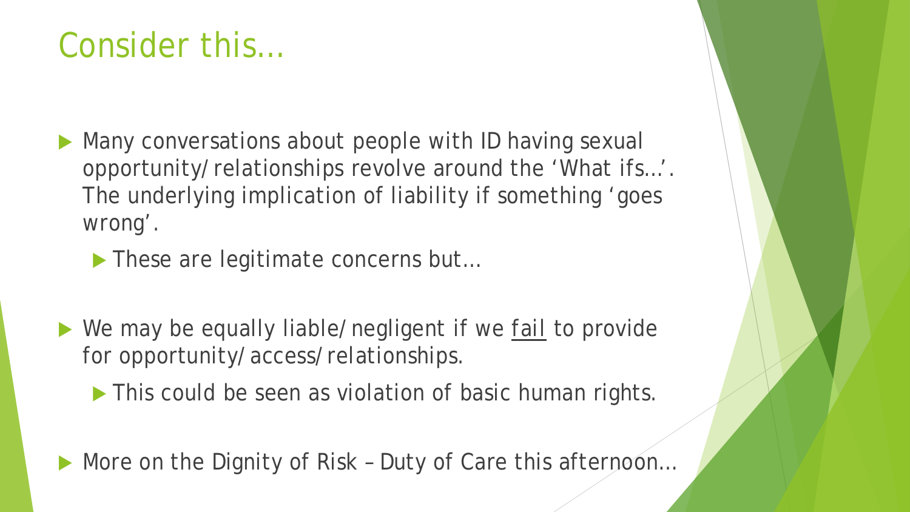# Consider this…

- Many conversations about people with ID having sexual opportunity/relationships revolve around the 'What ifs…'. The underlying implication of liability if something 'goes wrong'.
  - These are legitimate concerns but…
- We may be equally liable/negligent if we <u>fail</u> to provide for opportunity/access/relationships.
  - This could be seen as violation of basic human rights.
- More on the Dignity of Risk – Duty of Care this afternoon…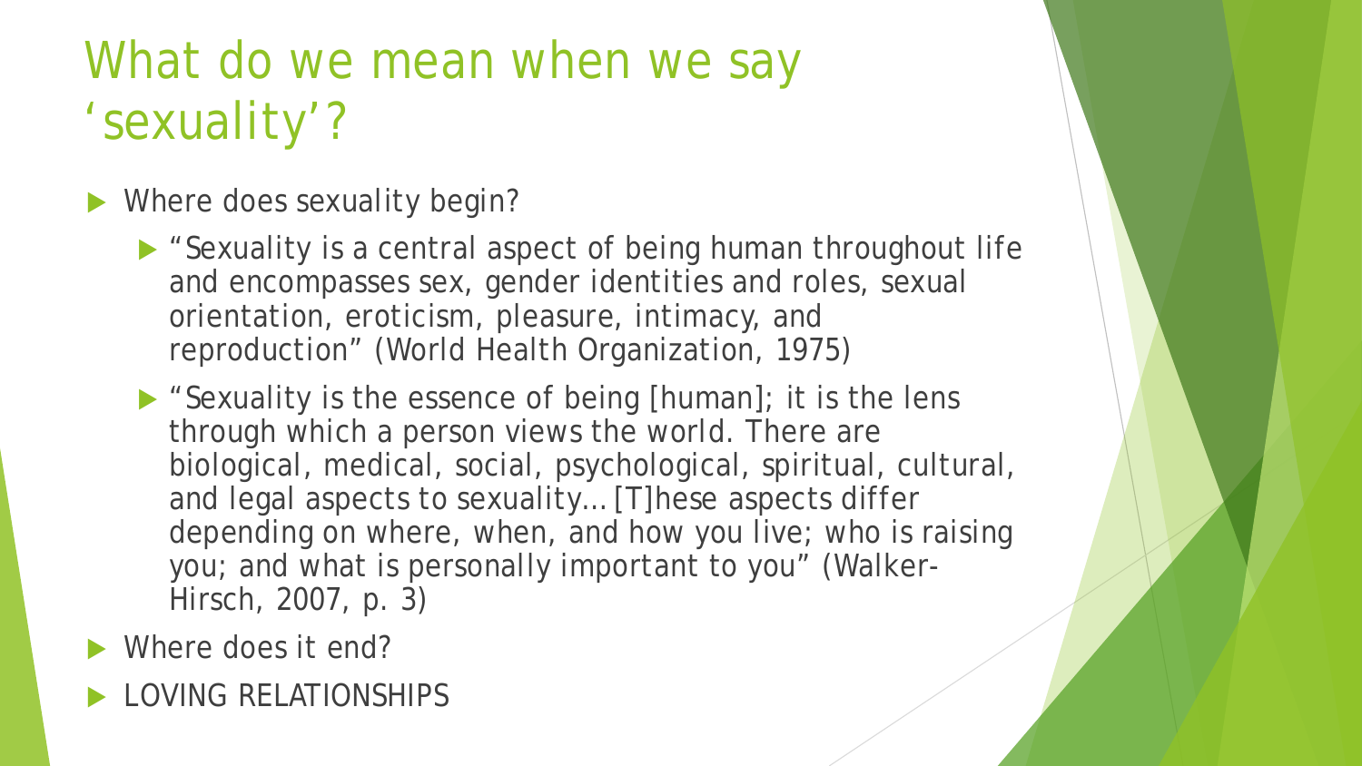# What do we mean when we say 'sexuality'?

- Where does sexuality begin?
  - "Sexuality is a central aspect of being human throughout life and encompasses sex, gender identities and roles, sexual orientation, eroticism, pleasure, intimacy, and reproduction" (World Health Organization, 1975)
  - "Sexuality is the essence of being [human]; it is the lens through which a person views the world. There are biological, medical, social, psychological, spiritual, cultural, and legal aspects to sexuality… [T]hese aspects differ depending on where, when, and how you live; who is raising you; and what is personally important to you" (Walker-Hirsch, 2007, p. 3)
- Where does it end?
- LOVING RELATIONSHIPS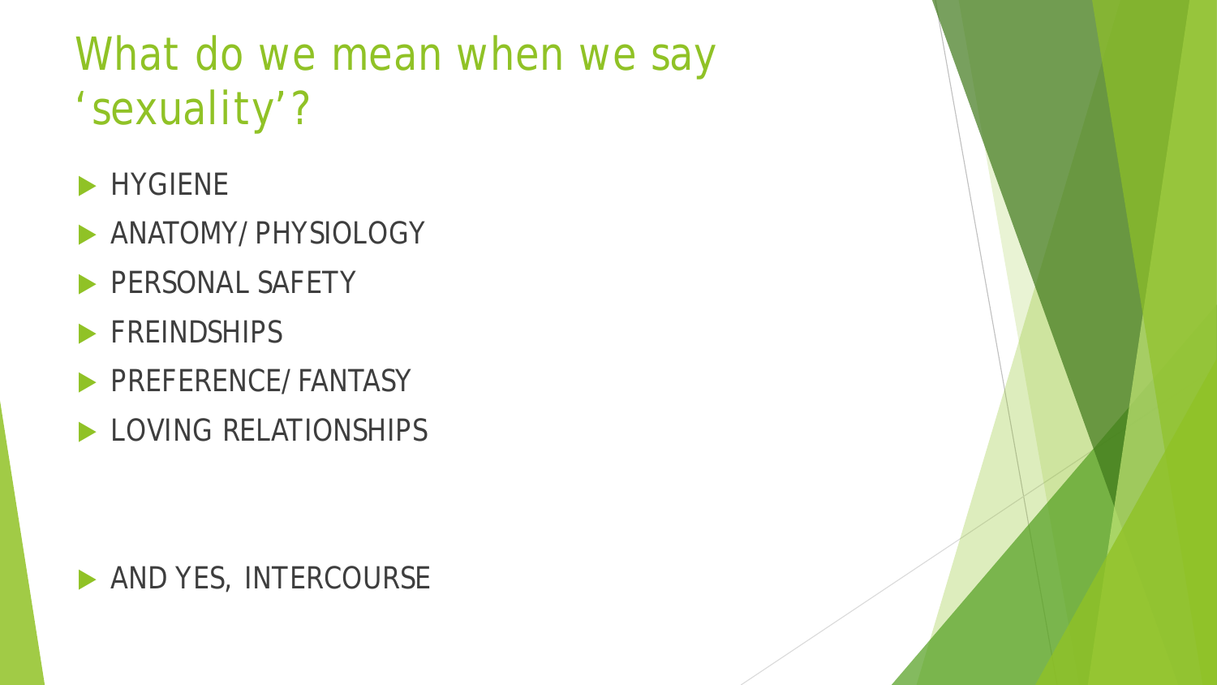# What do we mean when we say 'sexuality'?

- HYGIENE
- ANATOMY/ PHYSIOLOGY
- PERSONAL SAFETY
- FREINDSHIPS
- PREFERENCE/ FANTASY
- LOVING RELATIONSHIPS

- AND YES, INTERCOURSE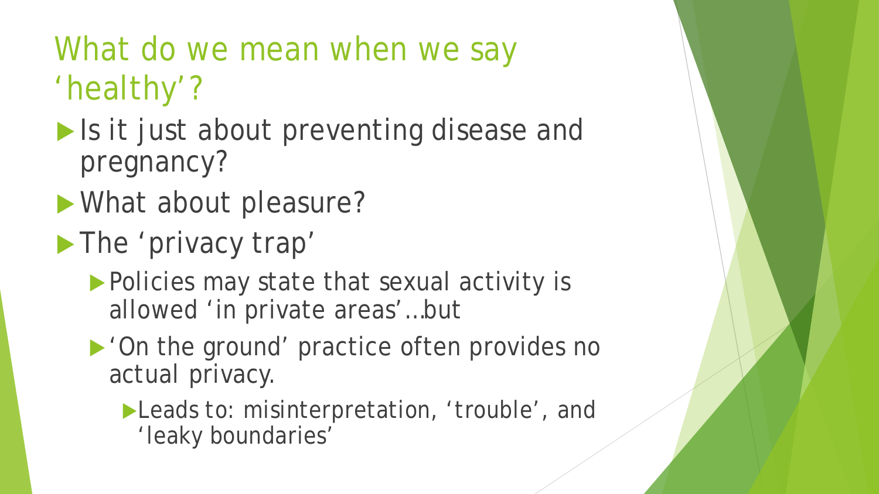# What do we mean when we say 'healthy'?

- Is it just about preventing disease and pregnancy?
- What about pleasure?
- The 'privacy trap'
  - Policies may state that sexual activity is allowed 'in private areas'…but
  - 'On the ground' practice often provides no actual privacy.
    - Leads to: misinterpretation, 'trouble', and 'leaky boundaries'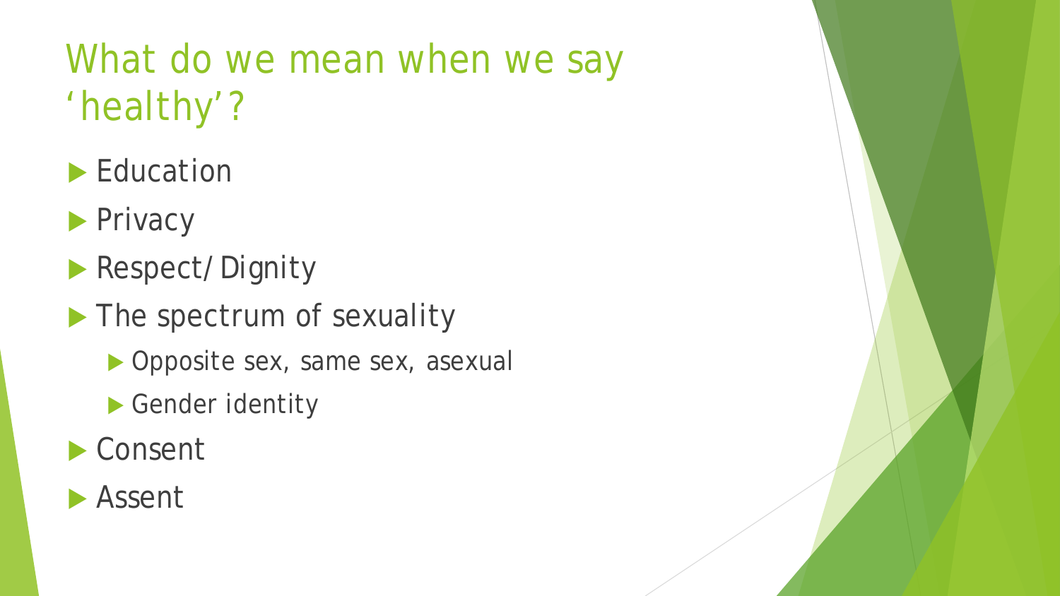# What do we mean when we say 'healthy'?

- Education
- Privacy
- Respect/Dignity
- The spectrum of sexuality
  - Opposite sex, same sex, asexual
  - Gender identity
- Consent
- Assent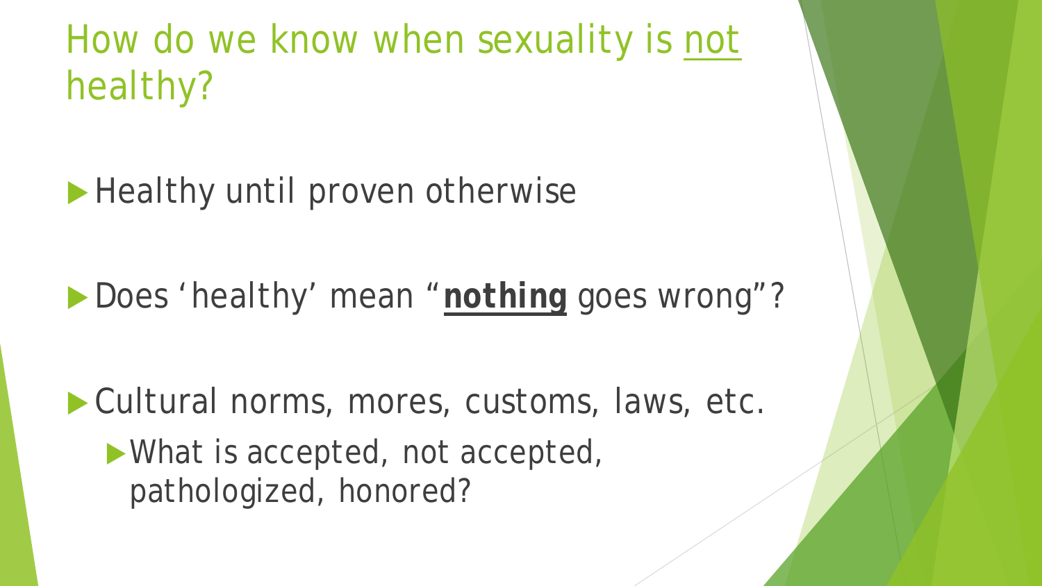# How do we know when sexuality is not healthy?

- Healthy until proven otherwise
- Does 'healthy' mean "**nothing** goes wrong"?
- Cultural norms, mores, customs, laws, etc.
  - What is accepted, not accepted, pathologized, honored?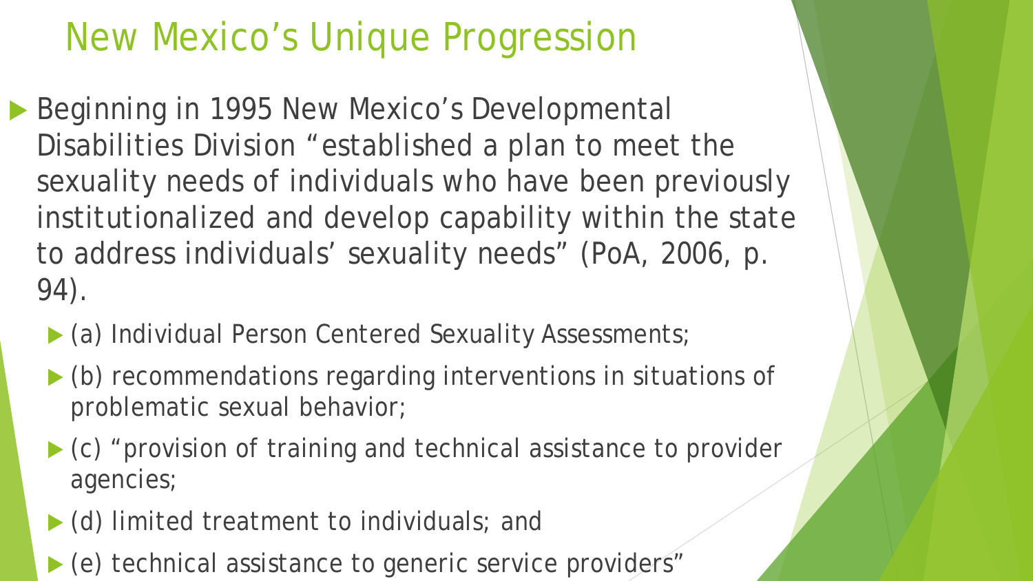# New Mexico’s Unique Progression

- Beginning in 1995 New Mexico’s Developmental Disabilities Division “established a plan to meet the sexuality needs of individuals who have been previously institutionalized and develop capability within the state to address individuals’ sexuality needs” (PoA, 2006, p. 94).
  - (a) Individual Person Centered Sexuality Assessments;
  - (b) recommendations regarding interventions in situations of problematic sexual behavior;
  - (c) “provision of training and technical assistance to provider agencies;
  - (d) limited treatment to individuals; and
  - (e) technical assistance to generic service providers”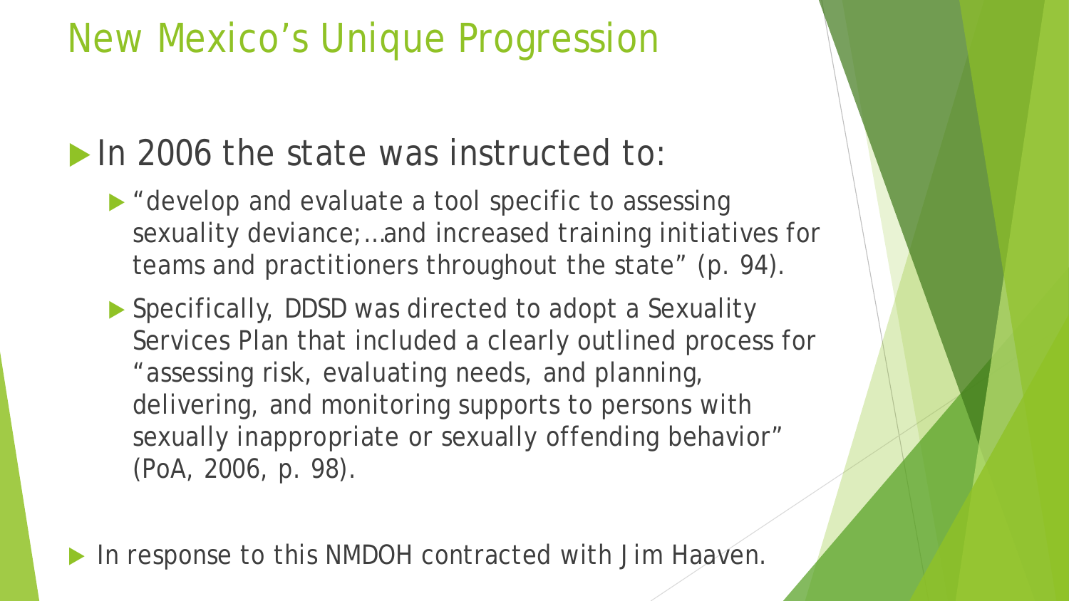# New Mexico's Unique Progression

- In 2006 the state was instructed to:
  - "develop and evaluate a tool specific to assessing sexuality deviance;…and increased training initiatives for teams and practitioners throughout the state" (p. 94).
  - Specifically, DDSD was directed to adopt a Sexuality Services Plan that included a clearly outlined process for "assessing risk, evaluating needs, and planning, delivering, and monitoring supports to persons with sexually inappropriate or sexually offending behavior" (PoA, 2006, p. 98).
- In response to this NMDOH contracted with Jim Haaven.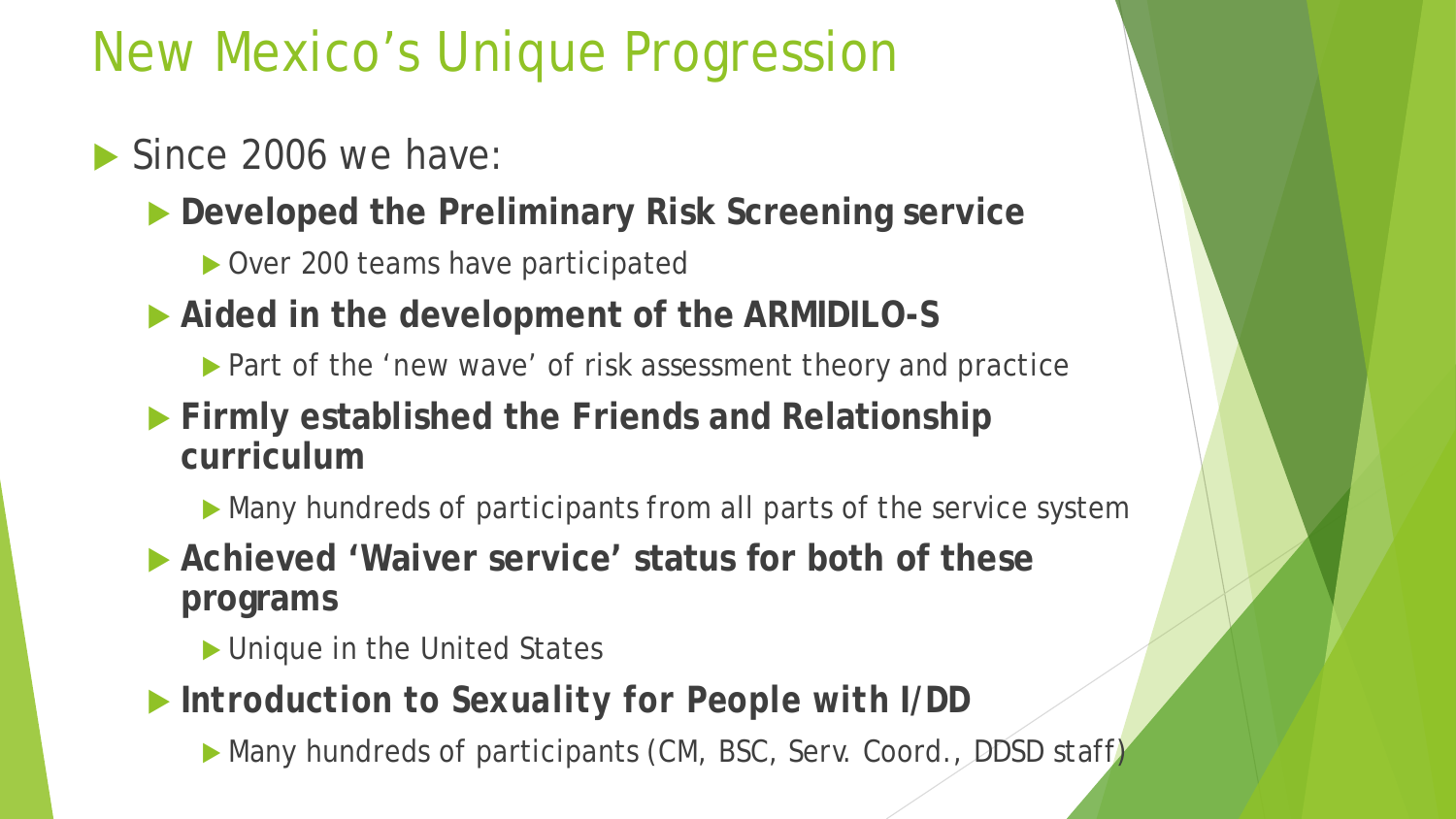# New Mexico's Unique Progression

- Since 2006 we have:
  - **Developed the Preliminary Risk Screening service**
    - Over 200 teams have participated
  - **Aided in the development of the ARMIDILO-S**
    - Part of the 'new wave' of risk assessment theory and practice
  - **Firmly established the Friends and Relationship curriculum**
    - Many hundreds of participants from all parts of the service system
  - **Achieved 'Waiver service' status for both of these programs**
    - Unique in the United States
  - ***Introduction to Sexuality for People with I/DD***
    - Many hundreds of participants (CM, BSC, Serv. Coord., DDSD staff)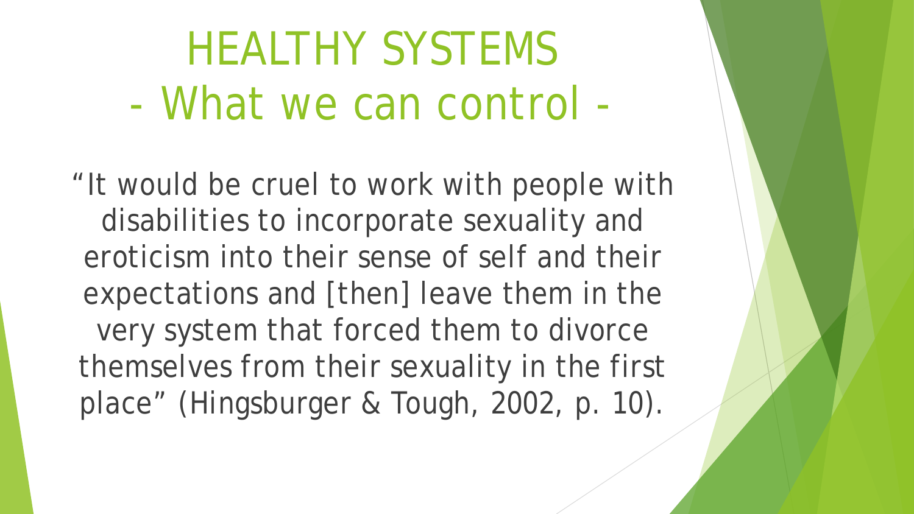# HEALTHY SYSTEMS
# - What we can control -

"It would be cruel to work with people with disabilities to incorporate sexuality and eroticism into their sense of self and their expectations and [then] leave them in the very system that forced them to divorce themselves from their sexuality in the first place" (Hingsburger & Tough, 2002, p. 10).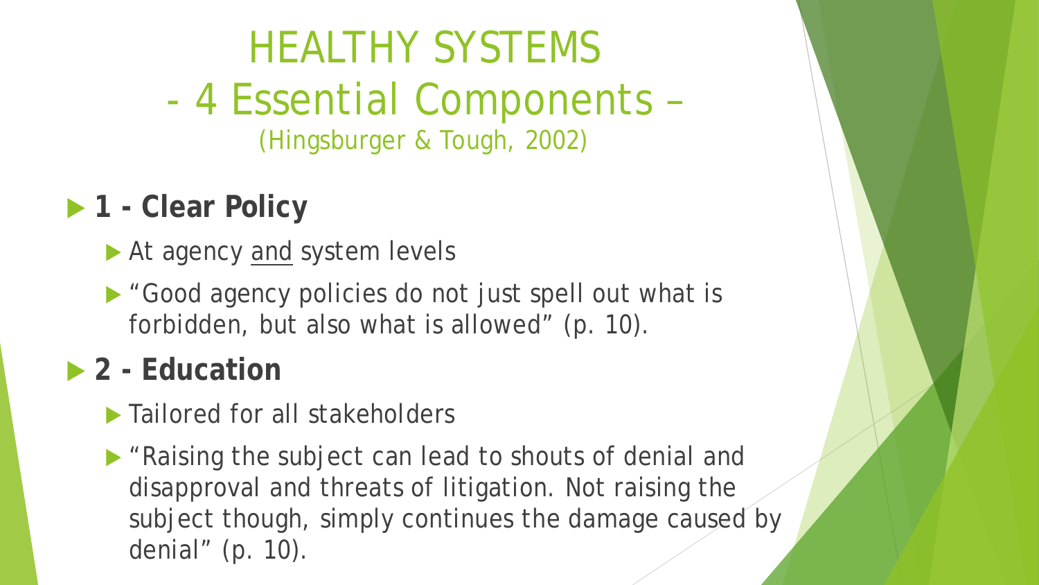# HEALTHY SYSTEMS
## - 4 Essential Components –
(Hingsburger & Tough, 2002)

- **1 - Clear Policy**
  - At agency <u>and</u> system levels
  - "Good agency policies do not just spell out what is forbidden, but also what is allowed" (p. 10).
- **2 - Education**
  - Tailored for all stakeholders
  - "Raising the subject can lead to shouts of denial and disapproval and threats of litigation. Not raising the subject though, simply continues the damage caused by denial" (p. 10).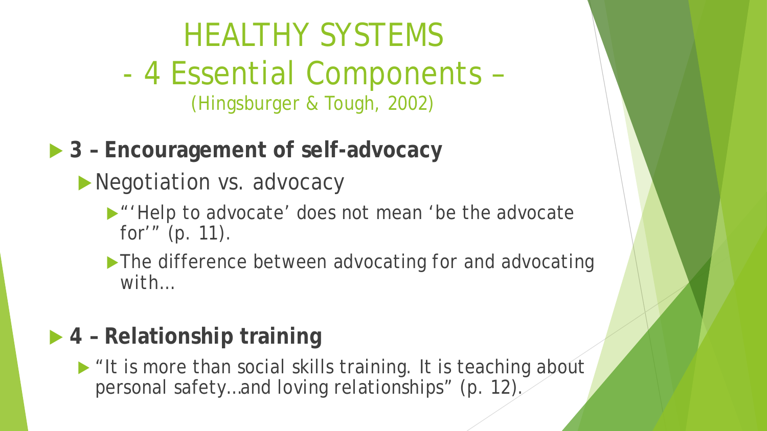# HEALTHY SYSTEMS
## - 4 Essential Components –
### (Hingsburger & Tough, 2002)

- **3 – Encouragement of self-advocacy**
  - Negotiation vs. advocacy
    - "'Help to advocate' does not mean 'be the advocate for'" (p. 11).
    - The difference between advocating for and advocating with…

- **4 – Relationship training**
  - "It is more than social skills training. It is teaching about personal safety…and loving relationships" (p. 12).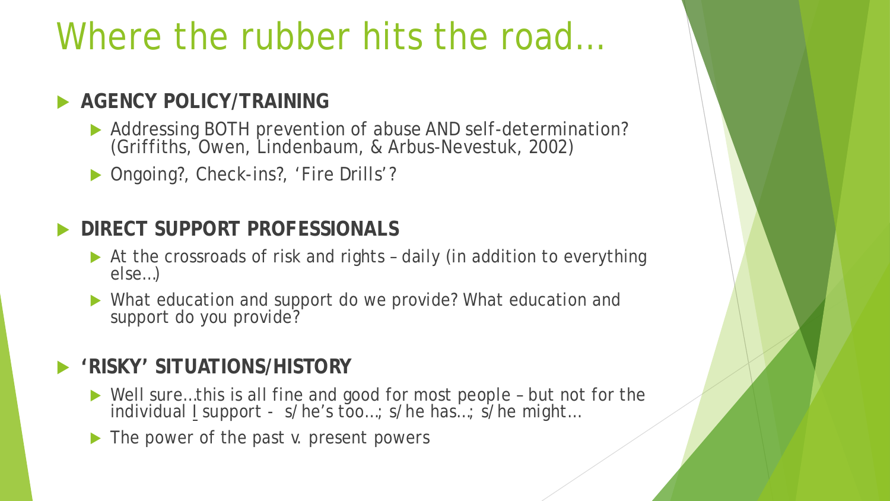# Where the rubber hits the road…

- **AGENCY POLICY/TRAINING**
  - Addressing BOTH prevention of abuse AND self-determination? (Griffiths, Owen, Lindenbaum, & Arbus-Nevestuk, 2002)
  - Ongoing?, Check-ins?, 'Fire Drills'?
- **DIRECT SUPPORT PROFESSIONALS**
  - At the crossroads of risk and rights – daily (in addition to everything else…)
  - What education and support do we provide? What education and support do you provide?
- **'RISKY' SITUATIONS/HISTORY**
  - Well sure…this is all fine and good for most people – but not for the individual I support - s/he's too…; s/he has…; s/he might…
  - The power of the past v. present powers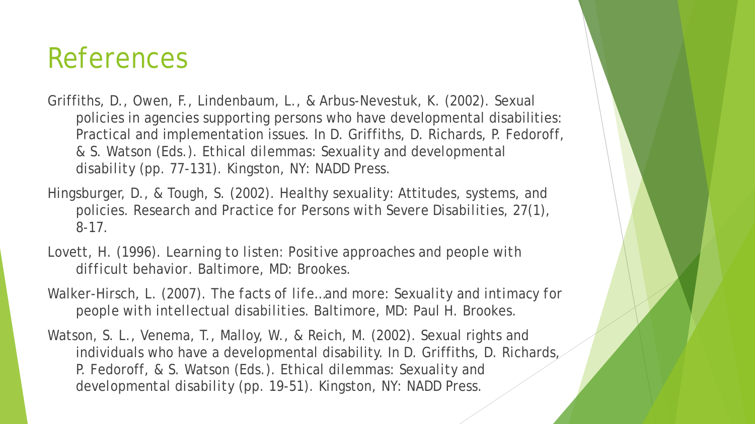# References

Griffiths, D., Owen, F., Lindenbaum, L., & Arbus-Nevestuk, K. (2002). Sexual policies in agencies supporting persons who have developmental disabilities: Practical and implementation issues. In D. Griffiths, D. Richards, P. Fedoroff, & S. Watson (Eds.). *Ethical dilemmas: Sexuality and developmental disability* (pp. 77-131). Kingston, NY: NADD Press.

Hingsburger, D., & Tough, S. (2002). Healthy sexuality: Attitudes, systems, and policies. *Research and Practice for Persons with Severe Disabilities, 27*(1), 8-17.

Lovett, H. (1996). *Learning to listen: Positive approaches and people with difficult behavior.* Baltimore, MD: Brookes.

Walker-Hirsch, L. (2007). *The facts of life…and more: Sexuality and intimacy for people with intellectual disabilities.* Baltimore, MD: Paul H. Brookes.

Watson, S. L., Venema, T., Malloy, W., & Reich, M. (2002). Sexual rights and individuals who have a developmental disability. In D. Griffiths, D. Richards, P. Fedoroff, & S. Watson (Eds.). *Ethical dilemmas: Sexuality and developmental disability* (pp. 19-51). Kingston, NY: NADD Press.